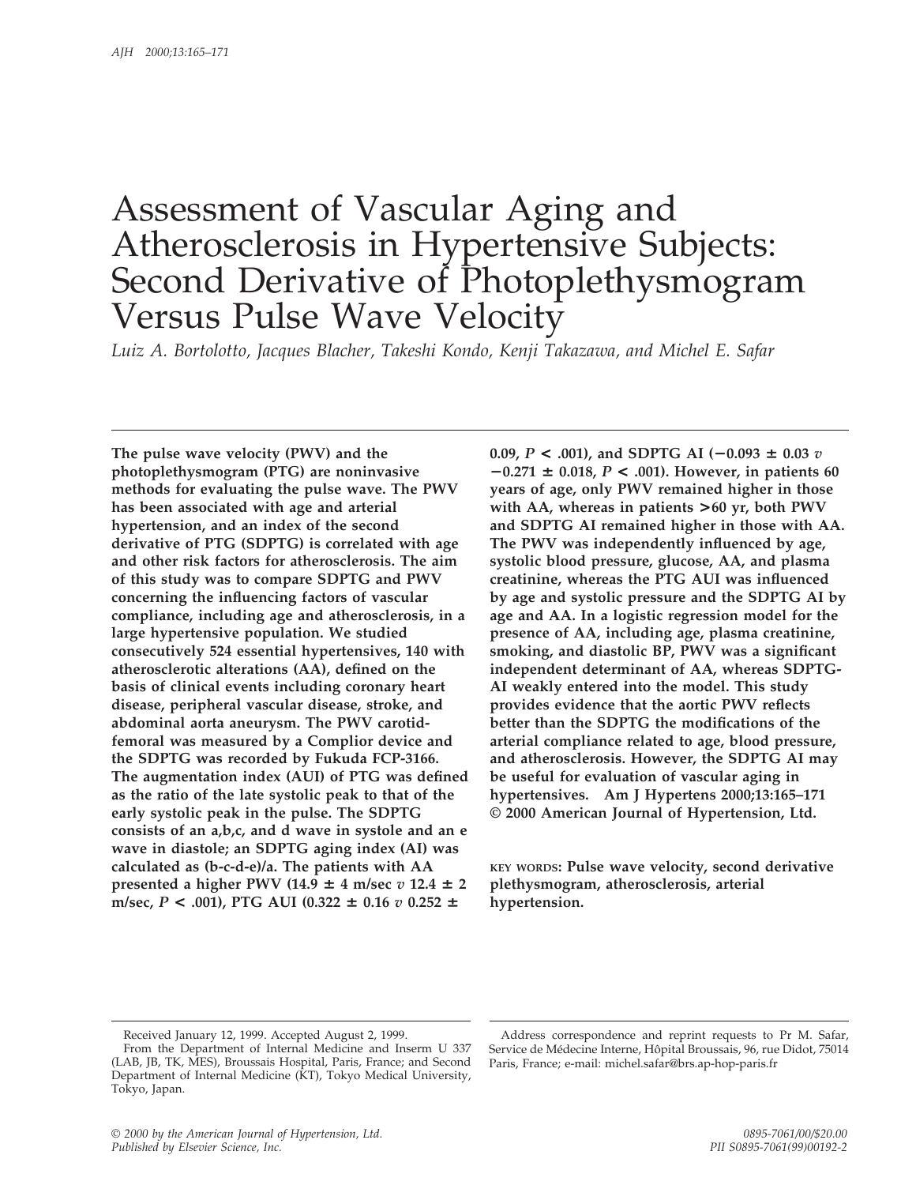# Assessment of Vascular Aging and Atherosclerosis in Hypertensive Subjects: Second Derivative of Photoplethysmogram Versus Pulse Wave Velocity

*Luiz A. Bortolotto, Jacques Blacher, Takeshi Kondo, Kenji Takazawa, and Michel E. Safar*

**The pulse wave velocity (PWV) and the photoplethysmogram (PTG) are noninvasive methods for evaluating the pulse wave. The PWV has been associated with age and arterial hypertension, and an index of the second derivative of PTG (SDPTG) is correlated with age and other risk factors for atherosclerosis. The aim of this study was to compare SDPTG and PWV concerning the influencing factors of vascular compliance, including age and atherosclerosis, in a large hypertensive population. We studied consecutively 524 essential hypertensives, 140 with atherosclerotic alterations (AA), defined on the basis of clinical events including coronary heart disease, peripheral vascular disease, stroke, and abdominal aorta aneurysm. The PWV carotid-femoral was measured by a Complior device and the SDPTG was recorded by Fukuda FCP-3166. The augmentation index (AUI) of PTG was defined as the ratio of the late systolic peak to that of the early systolic peak in the pulse. The SDPTG consists of an a,b,c, and d wave in systole and an e wave in diastole; an SDPTG aging index (AI) was calculated as (b-c-d-e)/a. The patients with AA presented a higher PWV (14.9 ± 4 m/sec *v* 12.4 ± 2 m/sec, $P < .001$), PTG AUI (0.322 ± 0.16 *v* 0.252 ± 0.09, $P < .001$), and SDPTG AI (−0.093 ± 0.03 *v* −0.271 ± 0.018, $P < .001$). However, in patients 60 years of age, only PWV remained higher in those with AA, whereas in patients >60 yr, both PWV and SDPTG AI remained higher in those with AA. The PWV was independently influenced by age, systolic blood pressure, glucose, AA, and plasma creatinine, whereas the PTG AUI was influenced by age and systolic pressure and the SDPTG AI by age and AA. In a logistic regression model for the presence of AA, including age, plasma creatinine, smoking, and diastolic BP, PWV was a significant independent determinant of AA, whereas SDPTG-AI weakly entered into the model. This study provides evidence that the aortic PWV reflects better than the SDPTG the modifications of the arterial compliance related to age, blood pressure, and atherosclerosis. However, the SDPTG AI may be useful for evaluation of vascular aging in hypertensives. Am J Hypertens 2000;13:165–171 © 2000 American Journal of Hypertension, Ltd.**

KEY WORDS: **Pulse wave velocity, second derivative plethysmogram, atherosclerosis, arterial hypertension.**

---

Received January 12, 1999. Accepted August 2, 1999.

From the Department of Internal Medicine and Inserm U 337 (LAB, JB, TK, MES), Broussais Hospital, Paris, France; and Second Department of Internal Medicine (KT), Tokyo Medical University, Tokyo, Japan.

Address correspondence and reprint requests to Pr M. Safar, Service de Médecine Interne, Hôpital Broussais, 96, rue Didot, 75014 Paris, France; e-mail: michel.safar@brs.ap-hop-paris.fr

© 2000 by the American Journal of Hypertension, Ltd.
Published by Elsevier Science, Inc.

0895-7061/00/$20.00
PII S0895-7061(99)00192-2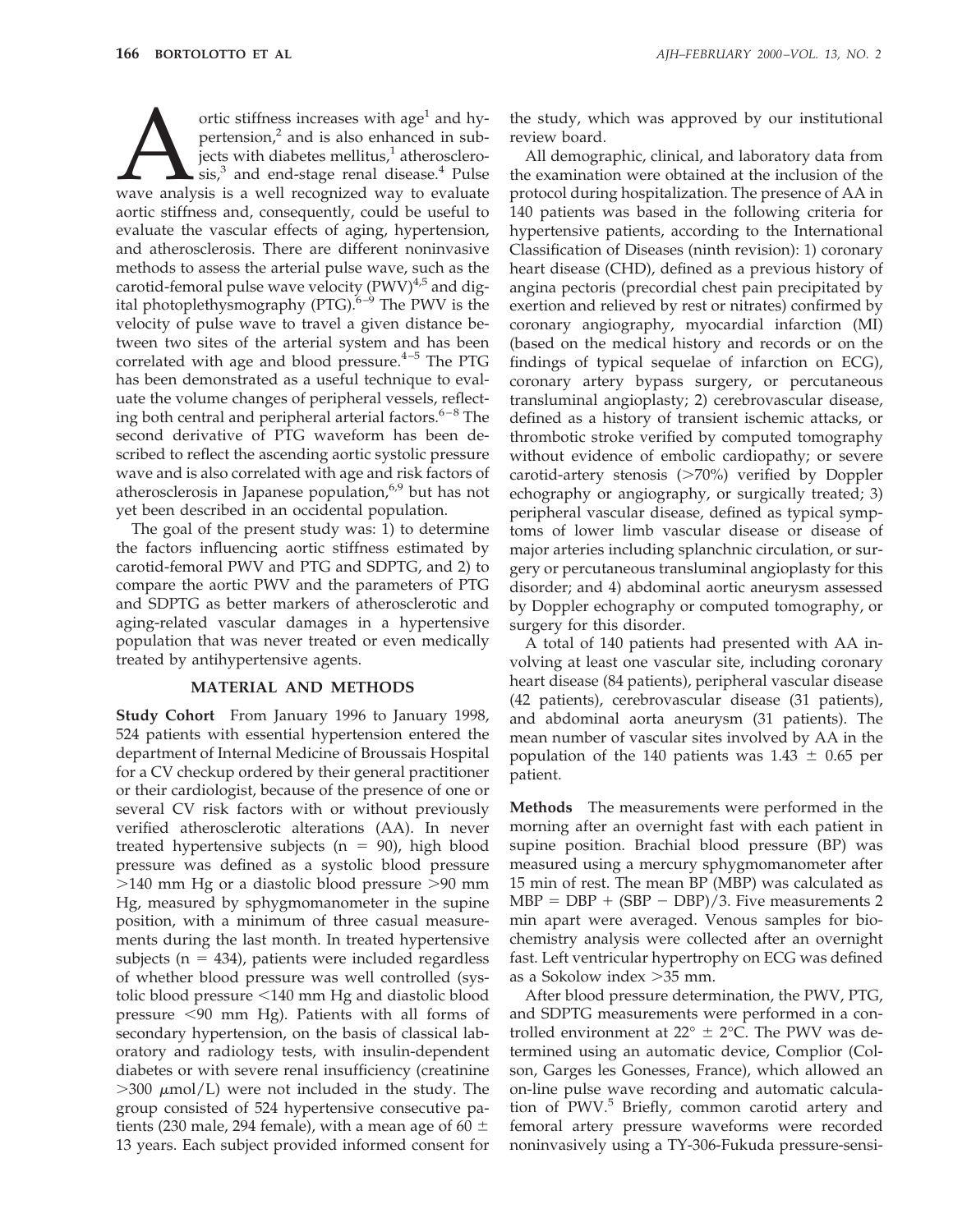Aortic stiffness increases with age[1] and hypertension,[2] and is also enhanced in subjects with diabetes mellitus,[1] atherosclerosis,[3] and end-stage renal disease.[4] Pulse wave analysis is a well recognized way to evaluate aortic stiffness and, consequently, could be useful to evaluate the vascular effects of aging, hypertension, and atherosclerosis. There are different noninvasive methods to assess the arterial pulse wave, such as the carotid-femoral pulse wave velocity (PWV)[4,5] and digital photoplethysmography (PTG).[6–9] The PWV is the velocity of pulse wave to travel a given distance between two sites of the arterial system and has been correlated with age and blood pressure.[4–5] The PTG has been demonstrated as a useful technique to evaluate the volume changes of peripheral vessels, reflecting both central and peripheral arterial factors.[6–8] The second derivative of PTG waveform has been described to reflect the ascending aortic systolic pressure wave and is also correlated with age and risk factors of atherosclerosis in Japanese population,[6,9] but has not yet been described in an occidental population.

The goal of the present study was: 1) to determine the factors influencing aortic stiffness estimated by carotid-femoral PWV and PTG and SDPTG, and 2) to compare the aortic PWV and the parameters of PTG and SDPTG as better markers of atherosclerotic and aging-related vascular damages in a hypertensive population that was never treated or even medically treated by antihypertensive agents.

## MATERIAL AND METHODS

**Study Cohort** From January 1996 to January 1998, 524 patients with essential hypertension entered the department of Internal Medicine of Broussais Hospital for a CV checkup ordered by their general practitioner or their cardiologist, because of the presence of one or several CV risk factors with or without previously verified atherosclerotic alterations (AA). In never treated hypertensive subjects ($n = 90$), high blood pressure was defined as a systolic blood pressure >140 mm Hg or a diastolic blood pressure >90 mm Hg, measured by sphygmomanometer in the supine position, with a minimum of three casual measurements during the last month. In treated hypertensive subjects ($n = 434$), patients were included regardless of whether blood pressure was well controlled (systolic blood pressure <140 mm Hg and diastolic blood pressure <90 mm Hg). Patients with all forms of secondary hypertension, on the basis of classical laboratory and radiology tests, with insulin-dependent diabetes or with severe renal insufficiency (creatinine >300 μmol/L) were not included in the study. The group consisted of 524 hypertensive consecutive patients (230 male, 294 female), with a mean age of 60 ± 13 years. Each subject provided informed consent for the study, which was approved by our institutional review board.

All demographic, clinical, and laboratory data from the examination were obtained at the inclusion of the protocol during hospitalization. The presence of AA in 140 patients was based in the following criteria for hypertensive patients, according to the International Classification of Diseases (ninth revision): 1) coronary heart disease (CHD), defined as a previous history of angina pectoris (precordial chest pain precipitated by exertion and relieved by rest or nitrates) confirmed by coronary angiography, myocardial infarction (MI) (based on the medical history and records or on the findings of typical sequelae of infarction on ECG), coronary artery bypass surgery, or percutaneous transluminal angioplasty; 2) cerebrovascular disease, defined as a history of transient ischemic attacks, or thrombotic stroke verified by computed tomography without evidence of embolic cardiopathy; or severe carotid-artery stenosis (>70%) verified by Doppler echography or angiography, or surgically treated; 3) peripheral vascular disease, defined as typical symptoms of lower limb vascular disease or disease of major arteries including splanchnic circulation, or surgery or percutaneous transluminal angioplasty for this disorder; and 4) abdominal aortic aneurysm assessed by Doppler echography or computed tomography, or surgery for this disorder.

A total of 140 patients had presented with AA involving at least one vascular site, including coronary heart disease (84 patients), peripheral vascular disease (42 patients), cerebrovascular disease (31 patients), and abdominal aorta aneurysm (31 patients). The mean number of vascular sites involved by AA in the population of the 140 patients was 1.43 ± 0.65 per patient.

**Methods** The measurements were performed in the morning after an overnight fast with each patient in supine position. Brachial blood pressure (BP) was measured using a mercury sphygmomanometer after 15 min of rest. The mean BP (MBP) was calculated as $MBP = DBP + (SBP - DBP)/3$. Five measurements 2 min apart were averaged. Venous samples for biochemistry analysis were collected after an overnight fast. Left ventricular hypertrophy on ECG was defined as a Sokolow index >35 mm.

After blood pressure determination, the PWV, PTG, and SDPTG measurements were performed in a controlled environment at 22° ± 2°C. The PWV was determined using an automatic device, Complior (Colson, Garges les Gonesses, France), which allowed an on-line pulse wave recording and automatic calculation of PWV.[5] Briefly, common carotid artery and femoral artery pressure waveforms were recorded noninvasively using a TY-306-Fukuda pressure-sensi-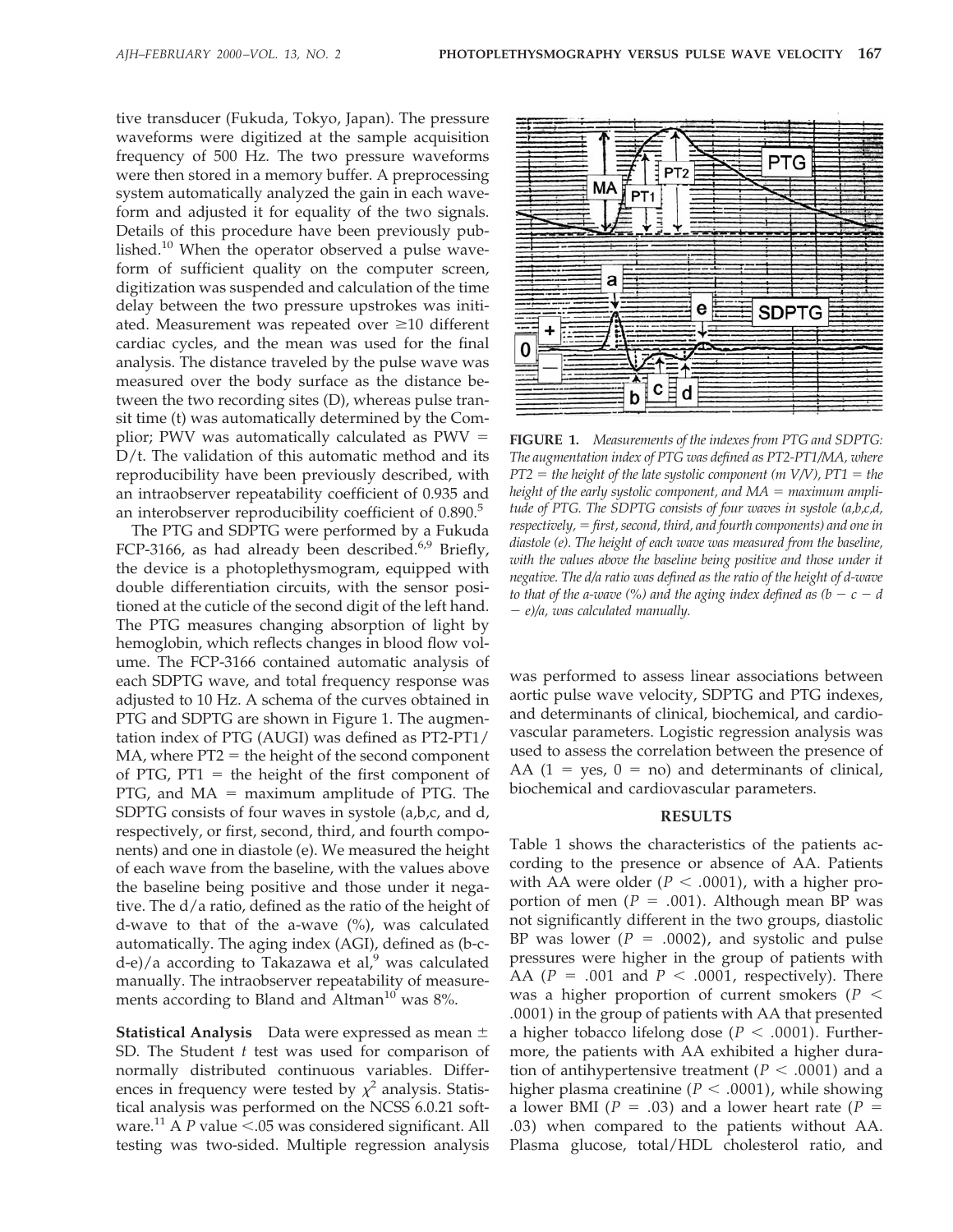tive transducer (Fukuda, Tokyo, Japan). The pressure waveforms were digitized at the sample acquisition frequency of 500 Hz. The two pressure waveforms were then stored in a memory buffer. A preprocessing system automatically analyzed the gain in each waveform and adjusted it for equality of the two signals. Details of this procedure have been previously published.[10] When the operator observed a pulse waveform of sufficient quality on the computer screen, digitization was suspended and calculation of the time delay between the two pressure upstrokes was initiated. Measurement was repeated over ≥10 different cardiac cycles, and the mean was used for the final analysis. The distance traveled by the pulse wave was measured over the body surface as the distance between the two recording sites (D), whereas pulse transit time (t) was automatically determined by the Complior; PWV was automatically calculated as PWV = D/t. The validation of this automatic method and its reproducibility have been previously described, with an intraobserver repeatability coefficient of 0.935 and an interobserver reproducibility coefficient of 0.890.[5]

The PTG and SDPTG were performed by a Fukuda FCP-3166, as had already been described.[6,9] Briefly, the device is a photoplethysmogram, equipped with double differentiation circuits, with the sensor positioned at the cuticle of the second digit of the left hand. The PTG measures changing absorption of light by hemoglobin, which reflects changes in blood flow volume. The FCP-3166 contained automatic analysis of each SDPTG wave, and total frequency response was adjusted to 10 Hz. A schema of the curves obtained in PTG and SDPTG are shown in Figure 1. The augmentation index of PTG (AUGI) was defined as PT2-PT1/MA, where PT2 = the height of the second component of PTG, PT1 = the height of the first component of PTG, and MA = maximum amplitude of PTG. The SDPTG consists of four waves in systole (a,b,c, and d, respectively, or first, second, third, and fourth components) and one in diastole (e). We measured the height of each wave from the baseline, with the values above the baseline being positive and those under it negative. The d/a ratio, defined as the ratio of the height of d-wave to that of the a-wave (%), was calculated automatically. The aging index (AGI), defined as (b-c-d-e)/a according to Takazawa et al,[9] was calculated manually. The intraobserver repeatability of measurements according to Bland and Altman[10] was 8%.

**Statistical Analysis** Data were expressed as mean ± SD. The Student *t* test was used for comparison of normally distributed continuous variables. Differences in frequency were tested by $\chi^2$ analysis. Statistical analysis was performed on the NCSS 6.0.21 software.[11] A *P* value <.05 was considered significant. All testing was two-sided. Multiple regression analysis was performed to assess linear associations between aortic pulse wave velocity, SDPTG and PTG indexes, and determinants of clinical, biochemical, and cardiovascular parameters. Logistic regression analysis was used to assess the correlation between the presence of AA (1 = yes, 0 = no) and determinants of clinical, biochemical and cardiovascular parameters.

**FIGURE 1.** *Measurements of the indexes from PTG and SDPTG: The augmentation index of PTG was defined as PT2-PT1/MA, where PT2 = the height of the late systolic component (m V/V), PT1 = the height of the early systolic component, and MA = maximum amplitude of PTG. The SDPTG consists of four waves in systole (a,b,c,d, respectively, = first, second, third, and fourth components) and one in diastole (e). The height of each wave was measured from the baseline, with the values above the baseline being positive and those under it negative. The d/a ratio was defined as the ratio of the height of d-wave to that of the a-wave (%) and the aging index defined as (b − c − d − e)/a, was calculated manually.*

## RESULTS

Table 1 shows the characteristics of the patients according to the presence or absence of AA. Patients with AA were older ($P < .0001$), with a higher proportion of men ($P = .001$). Although mean BP was not significantly different in the two groups, diastolic BP was lower ($P = .0002$), and systolic and pulse pressures were higher in the group of patients with AA ($P = .001$ and $P < .0001$, respectively). There was a higher proportion of current smokers ($P < .0001$) in the group of patients with AA that presented a higher tobacco lifelong dose ($P < .0001$). Furthermore, the patients with AA exhibited a higher duration of antihypertensive treatment ($P < .0001$) and a higher plasma creatinine ($P < .0001$), while showing a lower BMI ($P = .03$) and a lower heart rate ($P = .03$) when compared to the patients without AA. Plasma glucose, total/HDL cholesterol ratio, and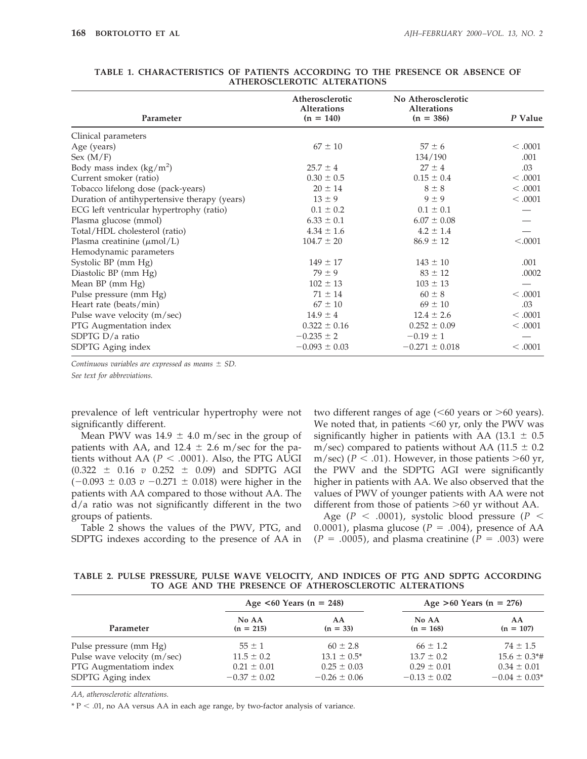**TABLE 1. CHARACTERISTICS OF PATIENTS ACCORDING TO THE PRESENCE OR ABSENCE OF ATHEROSCLEROTIC ALTERATIONS**

| Parameter | Atherosclerotic Alterations (n = 140) | No Atherosclerotic Alterations (n = 386) | *P* Value |
|---|---|---|---|
| Clinical parameters | | | |
| Age (years) | 67 ± 10 | 57 ± 6 | < .0001 |
| Sex (M/F) | | 134/190 | .001 |
| Body mass index (kg/m$^2$) | 25.7 ± 4 | 27 ± 4 | .03 |
| Current smoker (ratio) | 0.30 ± 0.5 | 0.15 ± 0.4 | < .0001 |
| Tobacco lifelong dose (pack-years) | 20 ± 14 | 8 ± 8 | < .0001 |
| Duration of antihypertensive therapy (years) | 13 ± 9 | 9 ± 9 | < .0001 |
| ECG left ventricular hypertrophy (ratio) | 0.1 ± 0.2 | 0.1 ± 0.1 | — |
| Plasma glucose (mmol) | 6.33 ± 0.1 | 6.07 ± 0.08 | — |
| Total/HDL cholesterol (ratio) | 4.34 ± 1.6 | 4.2 ± 1.4 | — |
| Plasma creatinine (μmol/L) | 104.7 ± 20 | 86.9 ± 12 | <.0001 |
| Hemodynamic parameters | | | |
| Systolic BP (mm Hg) | 149 ± 17 | 143 ± 10 | .001 |
| Diastolic BP (mm Hg) | 79 ± 9 | 83 ± 12 | .0002 |
| Mean BP (mm Hg) | 102 ± 13 | 103 ± 13 | — |
| Pulse pressure (mm Hg) | 71 ± 14 | 60 ± 8 | < .0001 |
| Heart rate (beats/min) | 67 ± 10 | 69 ± 10 | .03 |
| Pulse wave velocity (m/sec) | 14.9 ± 4 | 12.4 ± 2.6 | < .0001 |
| PTG Augmentation index | 0.322 ± 0.16 | 0.252 ± 0.09 | < .0001 |
| SDPTG D/a ratio | −0.235 ± 2 | −0.19 ± 1 | — |
| SDPTG Aging index | −0.093 ± 0.03 | −0.271 ± 0.018 | < .0001 |

*Continuous variables are expressed as means ± SD.*

*See text for abbreviations.*

prevalence of left ventricular hypertrophy were not significantly different.

Mean PWV was 14.9 ± 4.0 m/sec in the group of patients with AA, and 12.4 ± 2.6 m/sec for the patients without AA ($P < .0001$). Also, the PTG AUGI (0.322 ± 0.16 *v* 0.252 ± 0.09) and SDPTG AGI (−0.093 ± 0.03 *v* −0.271 ± 0.018) were higher in the patients with AA compared to those without AA. The d/a ratio was not significantly different in the two groups of patients.

Table 2 shows the values of the PWV, PTG, and SDPTG indexes according to the presence of AA in two different ranges of age (<60 years or >60 years). We noted that, in patients <60 yr, only the PWV was significantly higher in patients with AA (13.1 ± 0.5 m/sec) compared to patients without AA (11.5 ± 0.2 m/sec) ($P < .01$). However, in those patients >60 yr, the PWV and the SDPTG AGI were significantly higher in patients with AA. We also observed that the values of PWV of younger patients with AA were not different from those of patients >60 yr without AA.

Age ($P < .0001$), systolic blood pressure ($P < 0.0001$), plasma glucose ($P = .004$), presence of AA ($P = .0005$), and plasma creatinine ($P = .003$) were

**TABLE 2. PULSE PRESSURE, PULSE WAVE VELOCITY, AND INDICES OF PTG AND SDPTG ACCORDING TO AGE AND THE PRESENCE OF ATHEROSCLEROTIC ALTERATIONS**

| | Age <60 Years (n = 248) | | Age >60 Years (n = 276) | |
|---|---|---|---|---|
| Parameter | No AA (n = 215) | AA (n = 33) | No AA (n = 168) | AA (n = 107) |
| Pulse pressure (mm Hg) | 55 ± 1 | 60 ± 2.8 | 66 ± 1.2 | 74 ± 1.5 |
| Pulse wave velocity (m/sec) | 11.5 ± 0.2 | 13.1 ± 0.5* | 13.7 ± 0.2 | 15.6 ± 0.3*# |
| PTG Augmentatiom index | 0.21 ± 0.01 | 0.25 ± 0.03 | 0.29 ± 0.01 | 0.34 ± 0.01 |
| SDPTG Aging index | −0.37 ± 0.02 | −0.26 ± 0.06 | −0.13 ± 0.02 | −0.04 ± 0.03* |

*AA, atherosclerotic alterations.*

* $P < .01$, no AA versus AA in each age range, by two-factor analysis of variance.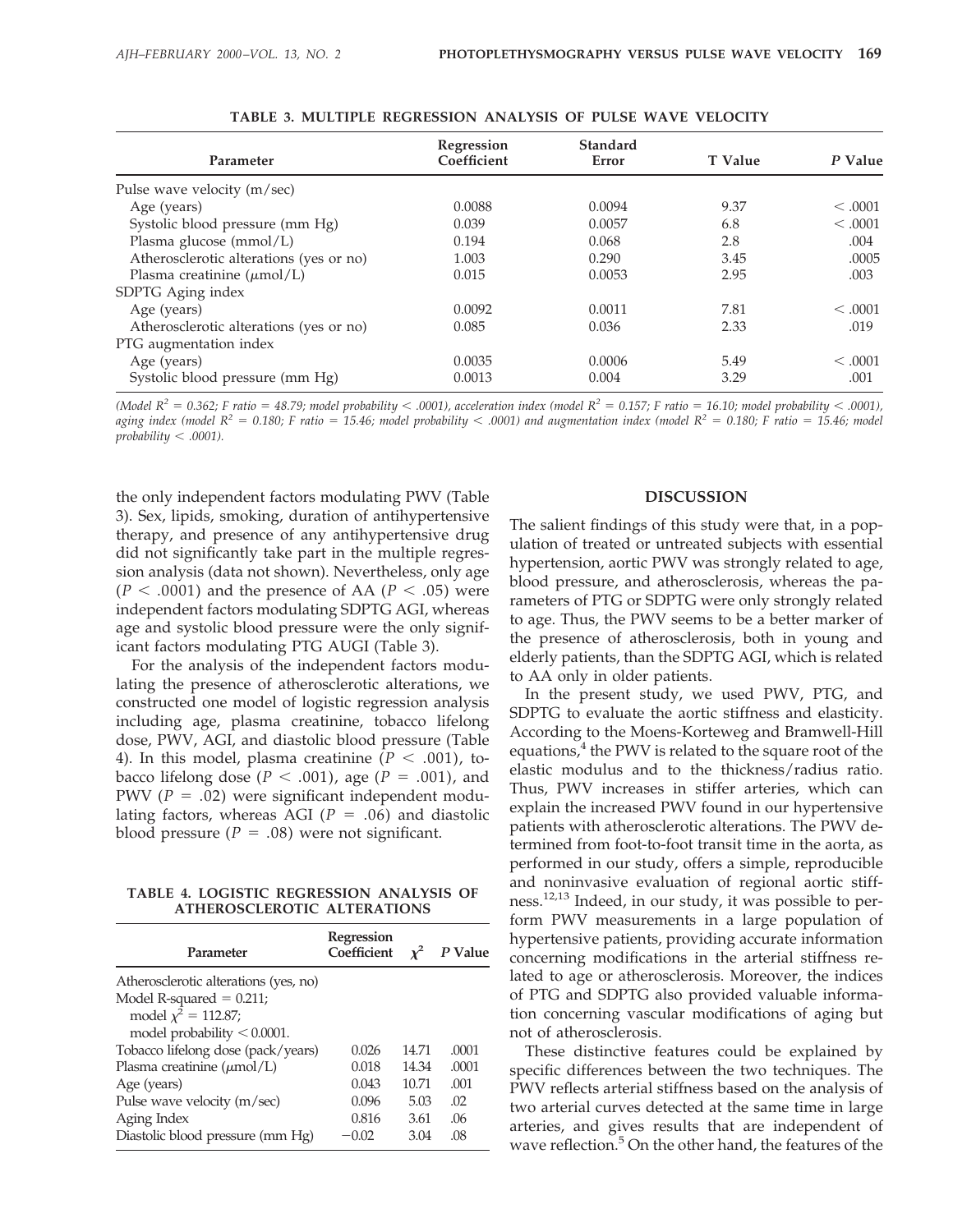**TABLE 3. MULTIPLE REGRESSION ANALYSIS OF PULSE WAVE VELOCITY**

| Parameter | Regression Coefficient | Standard Error | T Value | *P* Value |
|---|---|---|---|---|
| Pulse wave velocity (m/sec) | | | | |
| Age (years) | 0.0088 | 0.0094 | 9.37 | < .0001 |
| Systolic blood pressure (mm Hg) | 0.039 | 0.0057 | 6.8 | < .0001 |
| Plasma glucose (mmol/L) | 0.194 | 0.068 | 2.8 | .004 |
| Atherosclerotic alterations (yes or no) | 1.003 | 0.290 | 3.45 | .0005 |
| Plasma creatinine (μmol/L) | 0.015 | 0.0053 | 2.95 | .003 |
| SDPTG Aging index | | | | |
| Age (years) | 0.0092 | 0.0011 | 7.81 | < .0001 |
| Atherosclerotic alterations (yes or no) | 0.085 | 0.036 | 2.33 | .019 |
| PTG augmentation index | | | | |
| Age (years) | 0.0035 | 0.0006 | 5.49 | < .0001 |
| Systolic blood pressure (mm Hg) | 0.0013 | 0.004 | 3.29 | .001 |

*(Model $R^2$ = 0.362; F ratio = 48.79; model probability < .0001), acceleration index (model $R^2$ = 0.157; F ratio = 16.10; model probability < .0001), aging index (model $R^2$ = 0.180; F ratio = 15.46; model probability < .0001) and augmentation index (model $R^2$ = 0.180; F ratio = 15.46; model probability < .0001).*

the only independent factors modulating PWV (Table 3). Sex, lipids, smoking, duration of antihypertensive therapy, and presence of any antihypertensive drug did not significantly take part in the multiple regression analysis (data not shown). Nevertheless, only age ($P < .0001$) and the presence of AA ($P < .05$) were independent factors modulating SDPTG AGI, whereas age and systolic blood pressure were the only significant factors modulating PTG AUGI (Table 3).

For the analysis of the independent factors modulating the presence of atherosclerotic alterations, we constructed one model of logistic regression analysis including age, plasma creatinine, tobacco lifelong dose, PWV, AGI, and diastolic blood pressure (Table 4). In this model, plasma creatinine ($P < .001$), tobacco lifelong dose ($P < .001$), age ($P = .001$), and PWV ($P = .02$) were significant independent modulating factors, whereas AGI ($P = .06$) and diastolic blood pressure ($P = .08$) were not significant.

**TABLE 4. LOGISTIC REGRESSION ANALYSIS OF ATHEROSCLEROTIC ALTERATIONS**

| Parameter | Regression Coefficient | $\chi^2$ | *P* Value |
|---|---|---|---|
| Atherosclerotic alterations (yes, no) | | | |
| Model R-squared = 0.211; model $\chi^2$ = 112.87; model probability < 0.0001. | | | |
| Tobacco lifelong dose (pack/years) | 0.026 | 14.71 | .0001 |
| Plasma creatinine (μmol/L) | 0.018 | 14.34 | .0001 |
| Age (years) | 0.043 | 10.71 | .001 |
| Pulse wave velocity (m/sec) | 0.096 | 5.03 | .02 |
| Aging Index | 0.816 | 3.61 | .06 |
| Diastolic blood pressure (mm Hg) | −0.02 | 3.04 | .08 |

## DISCUSSION

The salient findings of this study were that, in a population of treated or untreated subjects with essential hypertension, aortic PWV was strongly related to age, blood pressure, and atherosclerosis, whereas the parameters of PTG or SDPTG were only strongly related to age. Thus, the PWV seems to be a better marker of the presence of atherosclerosis, both in young and elderly patients, than the SDPTG AGI, which is related to AA only in older patients.

In the present study, we used PWV, PTG, and SDPTG to evaluate the aortic stiffness and elasticity. According to the Moens-Korteweg and Bramwell-Hill equations,[4] the PWV is related to the square root of the elastic modulus and to the thickness/radius ratio. Thus, PWV increases in stiffer arteries, which can explain the increased PWV found in our hypertensive patients with atherosclerotic alterations. The PWV determined from foot-to-foot transit time in the aorta, as performed in our study, offers a simple, reproducible and noninvasive evaluation of regional aortic stiffness.[12,13] Indeed, in our study, it was possible to perform PWV measurements in a large population of hypertensive patients, providing accurate information concerning modifications in the arterial stiffness related to age or atherosclerosis. Moreover, the indices of PTG and SDPTG also provided valuable information concerning vascular modifications of aging but not of atherosclerosis.

These distinctive features could be explained by specific differences between the two techniques. The PWV reflects arterial stiffness based on the analysis of two arterial curves detected at the same time in large arteries, and gives results that are independent of wave reflection.[5] On the other hand, the features of the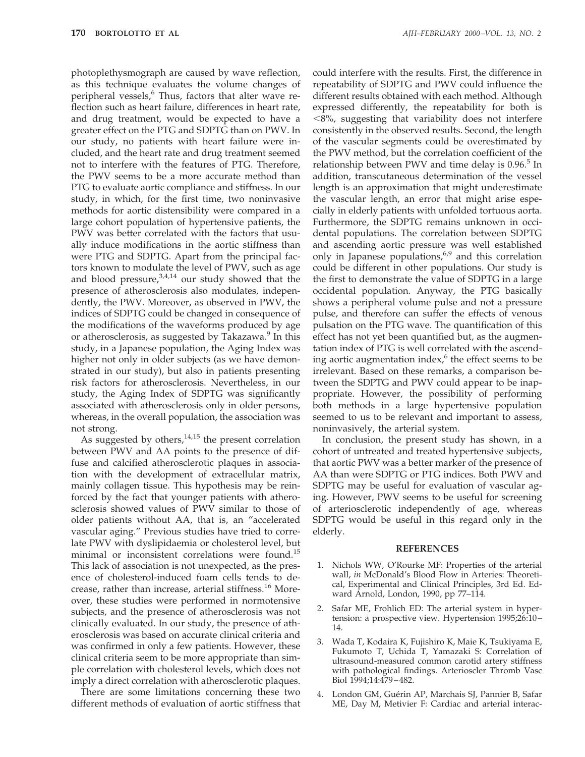photoplethysmograph are caused by wave reflection, as this technique evaluates the volume changes of peripheral vessels,[6] Thus, factors that alter wave reflection such as heart failure, differences in heart rate, and drug treatment, would be expected to have a greater effect on the PTG and SDPTG than on PWV. In our study, no patients with heart failure were included, and the heart rate and drug treatment seemed not to interfere with the features of PTG. Therefore, the PWV seems to be a more accurate method than PTG to evaluate aortic compliance and stiffness. In our study, in which, for the first time, two noninvasive methods for aortic distensibility were compared in a large cohort population of hypertensive patients, the PWV was better correlated with the factors that usually induce modifications in the aortic stiffness than were PTG and SDPTG. Apart from the principal factors known to modulate the level of PWV, such as age and blood pressure,[3,4,14] our study showed that the presence of atherosclerosis also modulates, independently, the PWV. Moreover, as observed in PWV, the indices of SDPTG could be changed in consequence of the modifications of the waveforms produced by age or atherosclerosis, as suggested by Takazawa.[9] In this study, in a Japanese population, the Aging Index was higher not only in older subjects (as we have demonstrated in our study), but also in patients presenting risk factors for atherosclerosis. Nevertheless, in our study, the Aging Index of SDPTG was significantly associated with atherosclerosis only in older persons, whereas, in the overall population, the association was not strong.

As suggested by others,[14,15] the present correlation between PWV and AA points to the presence of diffuse and calcified atherosclerotic plaques in association with the development of extracellular matrix, mainly collagen tissue. This hypothesis may be reinforced by the fact that younger patients with atherosclerosis showed values of PWV similar to those of older patients without AA, that is, an "accelerated vascular aging." Previous studies have tried to correlate PWV with dyslipidaemia or cholesterol level, but minimal or inconsistent correlations were found.[15] This lack of association is not unexpected, as the presence of cholesterol-induced foam cells tends to decrease, rather than increase, arterial stiffness.[16] Moreover, these studies were performed in normotensive subjects, and the presence of atherosclerosis was not clinically evaluated. In our study, the presence of atherosclerosis was based on accurate clinical criteria and was confirmed in only a few patients. However, these clinical criteria seem to be more appropriate than simple correlation with cholesterol levels, which does not imply a direct correlation with atherosclerotic plaques.

There are some limitations concerning these two different methods of evaluation of aortic stiffness that could interfere with the results. First, the difference in repeatability of SDPTG and PWV could influence the different results obtained with each method. Although expressed differently, the repeatability for both is <8%, suggesting that variability does not interfere consistently in the observed results. Second, the length of the vascular segments could be overestimated by the PWV method, but the correlation coefficient of the relationship between PWV and time delay is 0.96.[5] In addition, transcutaneous determination of the vessel length is an approximation that might underestimate the vascular length, an error that might arise especially in elderly patients with unfolded tortuous aorta. Furthermore, the SDPTG remains unknown in occidental populations. The correlation between SDPTG and ascending aortic pressure was well established only in Japanese populations,[6,9] and this correlation could be different in other populations. Our study is the first to demonstrate the value of SDPTG in a large occidental population. Anyway, the PTG basically shows a peripheral volume pulse and not a pressure pulse, and therefore can suffer the effects of venous pulsation on the PTG wave. The quantification of this effect has not yet been quantified but, as the augmentation index of PTG is well correlated with the ascending aortic augmentation index,[6] the effect seems to be irrelevant. Based on these remarks, a comparison between the SDPTG and PWV could appear to be inappropriate. However, the possibility of performing both methods in a large hypertensive population seemed to us to be relevant and important to assess, noninvasively, the arterial system.

In conclusion, the present study has shown, in a cohort of untreated and treated hypertensive subjects, that aortic PWV was a better marker of the presence of AA than were SDPTG or PTG indices. Both PWV and SDPTG may be useful for evaluation of vascular aging. However, PWV seems to be useful for screening of arteriosclerotic independently of age, whereas SDPTG would be useful in this regard only in the elderly.

## REFERENCES

1. Nichols WW, O'Rourke MF: Properties of the arterial wall, *in* McDonald's Blood Flow in Arteries: Theoretical, Experimental and Clinical Principles, 3rd Ed. Edward Arnold, London, 1990, pp 77–114.
2. Safar ME, Frohlich ED: The arterial system in hypertension: a prospective view. Hypertension 1995;26:10–14.
3. Wada T, Kodaira K, Fujishiro K, Maie K, Tsukiyama E, Fukumoto T, Uchida T, Yamazaki S: Correlation of ultrasound-measured common carotid artery stiffness with pathological findings. Arterioscler Thromb Vasc Biol 1994;14:479–482.
4. London GM, Guérin AP, Marchais SJ, Pannier B, Safar ME, Day M, Metivier F: Cardiac and arterial interac-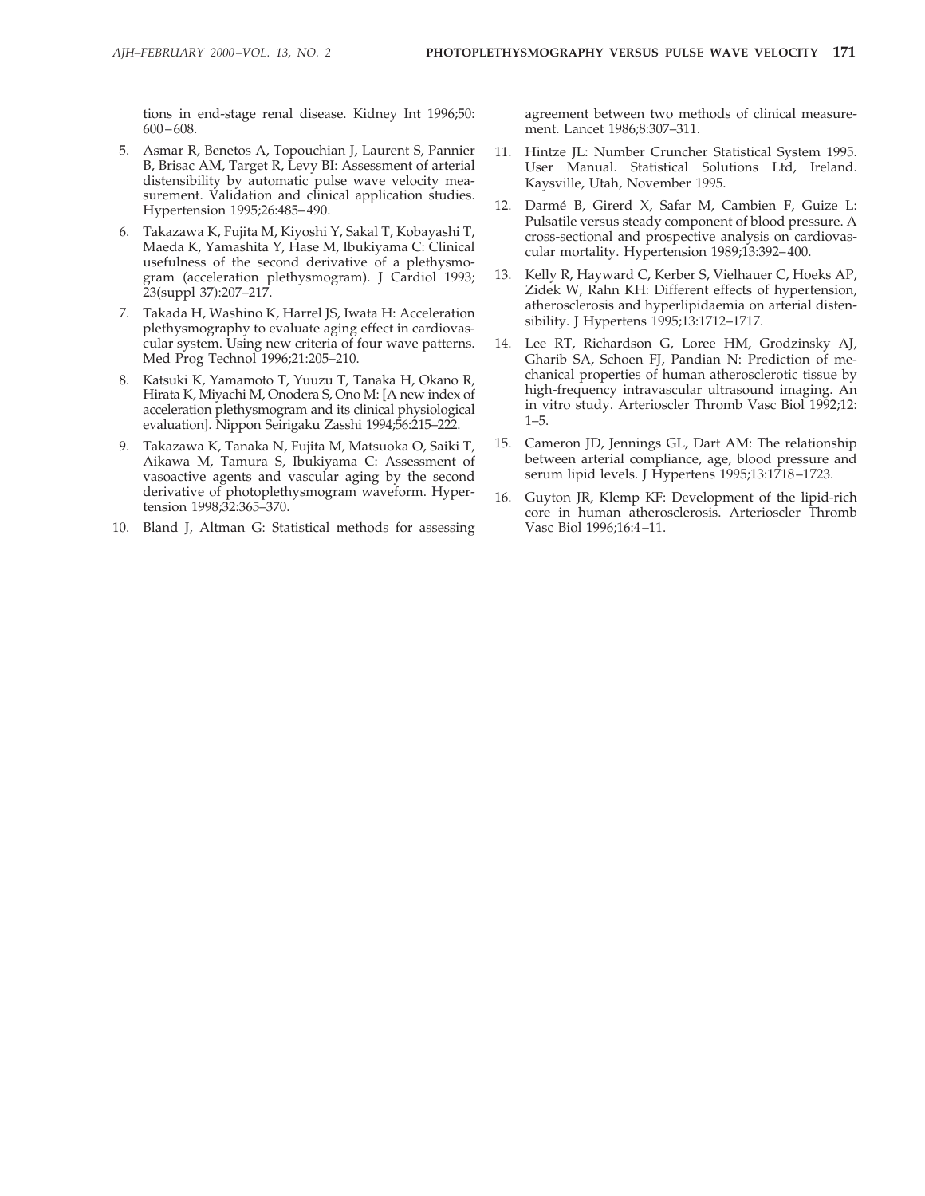tions in end-stage renal disease. Kidney Int 1996;50: 600–608.

5. Asmar R, Benetos A, Topouchian J, Laurent S, Pannier B, Brisac AM, Target R, Levy BI: Assessment of arterial distensibility by automatic pulse wave velocity measurement. Validation and clinical application studies. Hypertension 1995;26:485–490.
6. Takazawa K, Fujita M, Kiyoshi Y, Sakal T, Kobayashi T, Maeda K, Yamashita Y, Hase M, Ibukiyama C: Clinical usefulness of the second derivative of a plethysmogram (acceleration plethysmogram). J Cardiol 1993; 23(suppl 37):207–217.
7. Takada H, Washino K, Harrel JS, Iwata H: Acceleration plethysmography to evaluate aging effect in cardiovascular system. Using new criteria of four wave patterns. Med Prog Technol 1996;21:205–210.
8. Katsuki K, Yamamoto T, Yuuzu T, Tanaka H, Okano R, Hirata K, Miyachi M, Onodera S, Ono M: [A new index of acceleration plethysmogram and its clinical physiological evaluation]. Nippon Seirigaku Zasshi 1994;56:215–222.
9. Takazawa K, Tanaka N, Fujita M, Matsuoka O, Saiki T, Aikawa M, Tamura S, Ibukiyama C: Assessment of vasoactive agents and vascular aging by the second derivative of photoplethysmogram waveform. Hypertension 1998;32:365–370.
10. Bland J, Altman G: Statistical methods for assessing agreement between two methods of clinical measurement. Lancet 1986;8:307–311.
11. Hintze JL: Number Cruncher Statistical System 1995. User Manual. Statistical Solutions Ltd, Ireland. Kaysville, Utah, November 1995.
12. Darmé B, Girerd X, Safar M, Cambien F, Guize L: Pulsatile versus steady component of blood pressure. A cross-sectional and prospective analysis on cardiovascular mortality. Hypertension 1989;13:392–400.
13. Kelly R, Hayward C, Kerber S, Vielhauer C, Hoeks AP, Zidek W, Rahn KH: Different effects of hypertension, atherosclerosis and hyperlipidaemia on arterial distensibility. J Hypertens 1995;13:1712–1717.
14. Lee RT, Richardson G, Loree HM, Grodzinsky AJ, Gharib SA, Schoen FJ, Pandian N: Prediction of mechanical properties of human atherosclerotic tissue by high-frequency intravascular ultrasound imaging. An in vitro study. Arterioscler Thromb Vasc Biol 1992;12: 1–5.
15. Cameron JD, Jennings GL, Dart AM: The relationship between arterial compliance, age, blood pressure and serum lipid levels. J Hypertens 1995;13:1718–1723.
16. Guyton JR, Klemp KF: Development of the lipid-rich core in human atherosclerosis. Arterioscler Thromb Vasc Biol 1996;16:4–11.